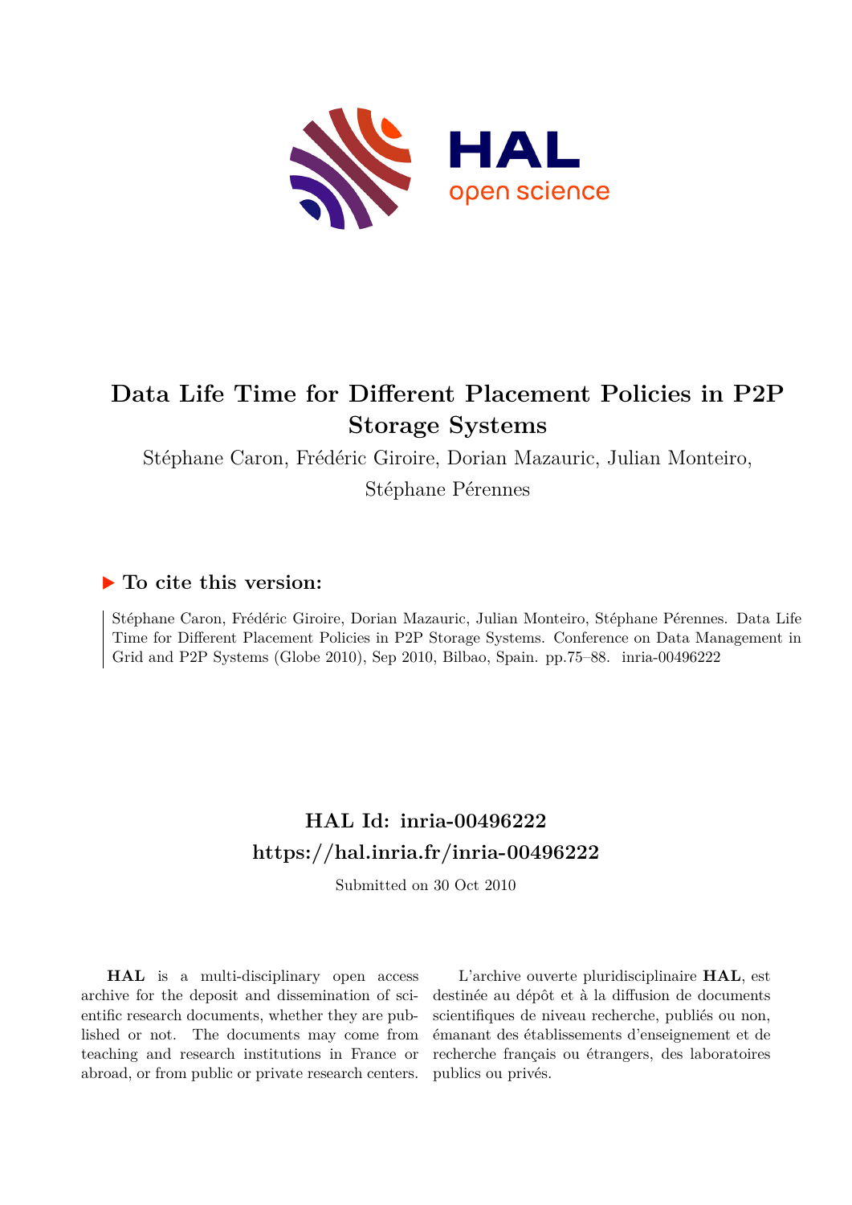# Data Life Time for Different Placement Policies in P2P Storage Systems

Stéphane Caron, Frédéric Giroire, Dorian Mazauric, Julian Monteiro, Stéphane Pérennes

## ▶ To cite this version:

Stéphane Caron, Frédéric Giroire, Dorian Mazauric, Julian Monteiro, Stéphane Pérennes. Data Life Time for Different Placement Policies in P2P Storage Systems. Conference on Data Management in Grid and P2P Systems (Globe 2010), Sep 2010, Bilbao, Spain. pp.75–88. inria-00496222

## HAL Id: inria-00496222
## https://hal.inria.fr/inria-00496222

Submitted on 30 Oct 2010

**HAL** is a multi-disciplinary open access archive for the deposit and dissemination of scientific research documents, whether they are published or not. The documents may come from teaching and research institutions in France or abroad, or from public or private research centers.

L'archive ouverte pluridisciplinaire **HAL**, est destinée au dépôt et à la diffusion de documents scientifiques de niveau recherche, publiés ou non, émanant des établissements d'enseignement et de recherche français ou étrangers, des laboratoires publics ou privés.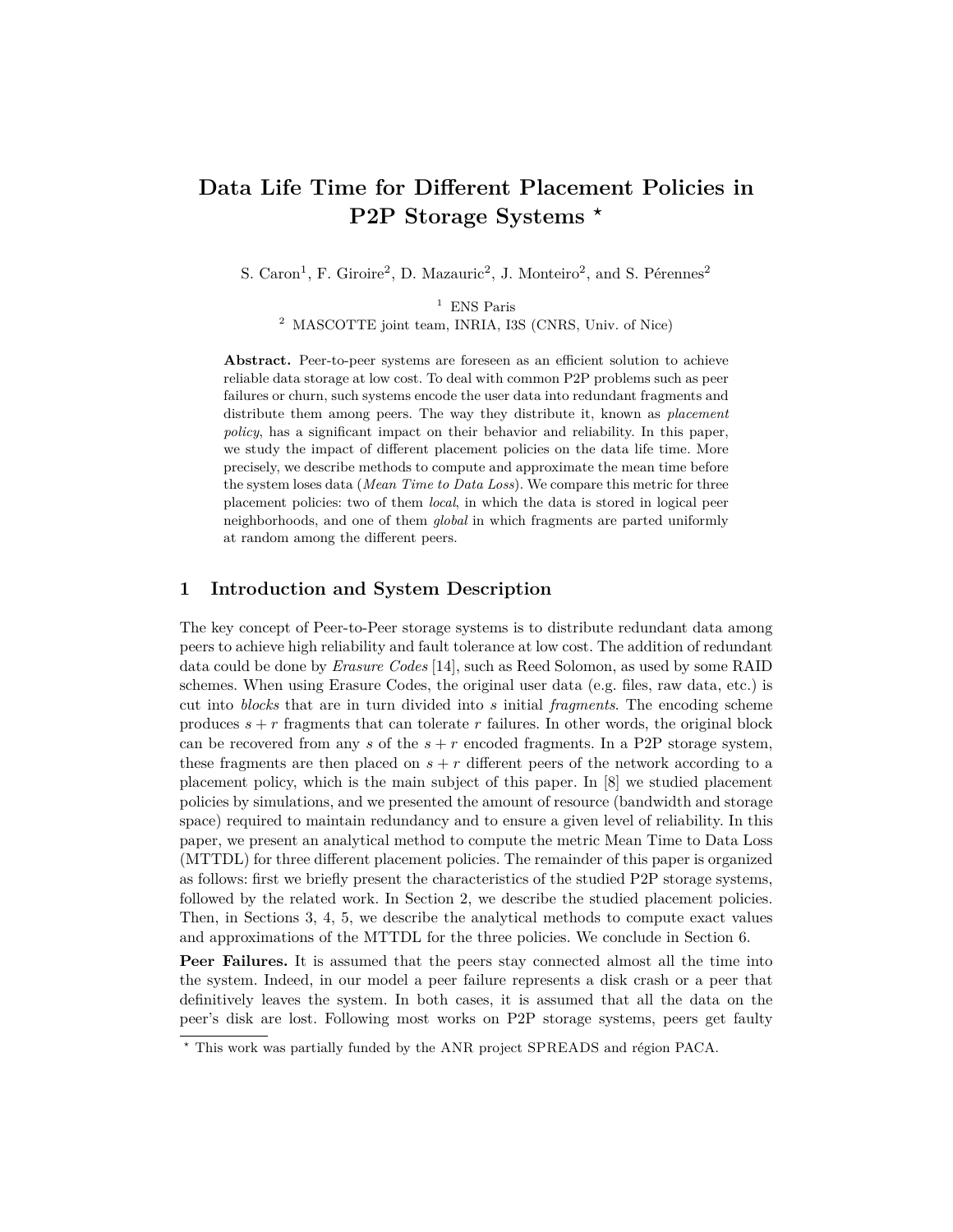# Data Life Time for Different Placement Policies in P2P Storage Systems *

S. Caron[1], F. Giroire[2], D. Mazauric[2], J. Monteiro[2], and S. Pérennes[2]

[1] ENS Paris
[2] MASCOTTE joint team, INRIA, I3S (CNRS, Univ. of Nice)

**Abstract.** Peer-to-peer systems are foreseen as an efficient solution to achieve reliable data storage at low cost. To deal with common P2P problems such as peer failures or churn, such systems encode the user data into redundant fragments and distribute them among peers. The way they distribute it, known as *placement policy*, has a significant impact on their behavior and reliability. In this paper, we study the impact of different placement policies on the data life time. More precisely, we describe methods to compute and approximate the mean time before the system loses data (*Mean Time to Data Loss*). We compare this metric for three placement policies: two of them *local*, in which the data is stored in logical peer neighborhoods, and one of them *global* in which fragments are parted uniformly at random among the different peers.

## 1 Introduction and System Description

The key concept of Peer-to-Peer storage systems is to distribute redundant data among peers to achieve high reliability and fault tolerance at low cost. The addition of redundant data could be done by *Erasure Codes* [14], such as Reed Solomon, as used by some RAID schemes. When using Erasure Codes, the original user data (e.g. files, raw data, etc.) is cut into *blocks* that are in turn divided into $s$ initial *fragments*. The encoding scheme produces $s + r$ fragments that can tolerate $r$ failures. In other words, the original block can be recovered from any $s$ of the $s + r$ encoded fragments. In a P2P storage system, these fragments are then placed on $s + r$ different peers of the network according to a placement policy, which is the main subject of this paper. In [8] we studied placement policies by simulations, and we presented the amount of resource (bandwidth and storage space) required to maintain redundancy and to ensure a given level of reliability. In this paper, we present an analytical method to compute the metric Mean Time to Data Loss (MTTDL) for three different placement policies. The remainder of this paper is organized as follows: first we briefly present the characteristics of the studied P2P storage systems, followed by the related work. In Section 2, we describe the studied placement policies. Then, in Sections 3, 4, 5, we describe the analytical methods to compute exact values and approximations of the MTTDL for the three policies. We conclude in Section 6.

**Peer Failures.** It is assumed that the peers stay connected almost all the time into the system. Indeed, in our model a peer failure represents a disk crash or a peer that definitively leaves the system. In both cases, it is assumed that all the data on the peer's disk are lost. Following most works on P2P storage systems, peers get faulty

* This work was partially funded by the ANR project SPREADS and région PACA.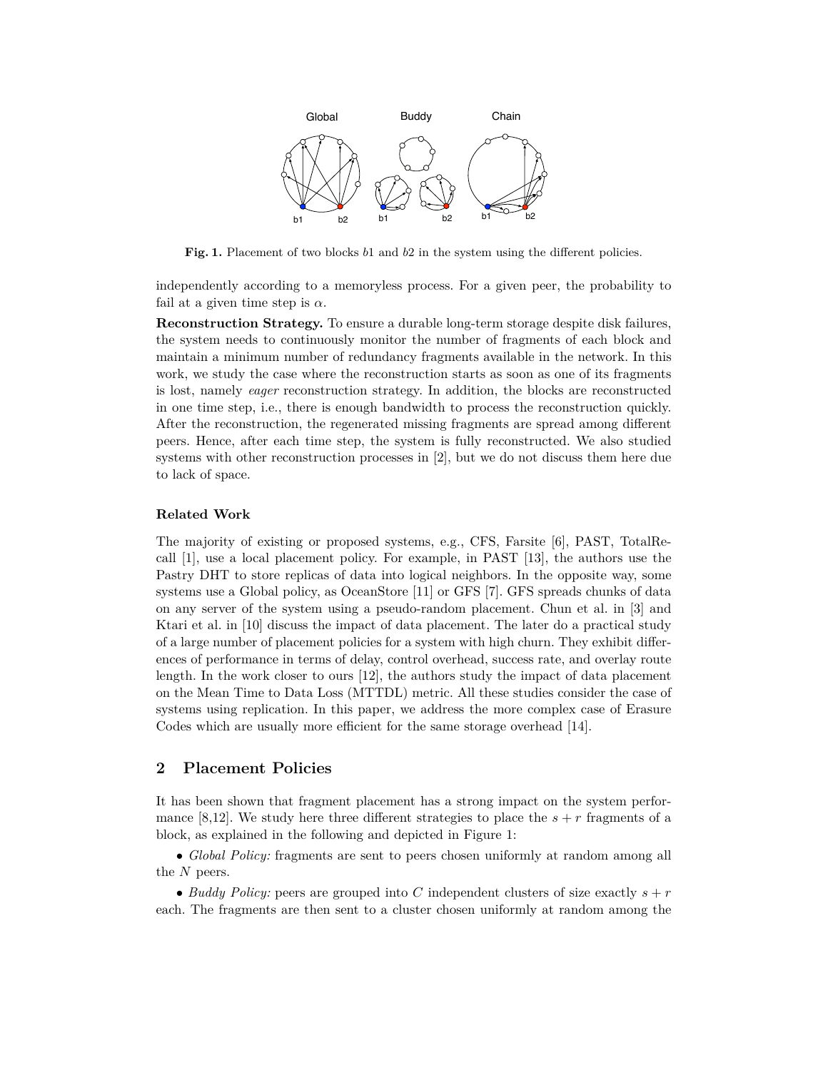**Fig. 1.** Placement of two blocks $b1$ and $b2$ in the system using the different policies.

independently according to a memoryless process. For a given peer, the probability to fail at a given time step is $\alpha$.

**Reconstruction Strategy.** To ensure a durable long-term storage despite disk failures, the system needs to continuously monitor the number of fragments of each block and maintain a minimum number of redundancy fragments available in the network. In this work, we study the case where the reconstruction starts as soon as one of its fragments is lost, namely *eager* reconstruction strategy. In addition, the blocks are reconstructed in one time step, i.e., there is enough bandwidth to process the reconstruction quickly. After the reconstruction, the regenerated missing fragments are spread among different peers. Hence, after each time step, the system is fully reconstructed. We also studied systems with other reconstruction processes in [2], but we do not discuss them here due to lack of space.

### Related Work

The majority of existing or proposed systems, e.g., CFS, Farsite [6], PAST, TotalRecall [1], use a local placement policy. For example, in PAST [13], the authors use the Pastry DHT to store replicas of data into logical neighbors. In the opposite way, some systems use a Global policy, as OceanStore [11] or GFS [7]. GFS spreads chunks of data on any server of the system using a pseudo-random placement. Chun et al. in [3] and Ktari et al. in [10] discuss the impact of data placement. The later do a practical study of a large number of placement policies for a system with high churn. They exhibit differences of performance in terms of delay, control overhead, success rate, and overlay route length. In the work closer to ours [12], the authors study the impact of data placement on the Mean Time to Data Loss (MTTDL) metric. All these studies consider the case of systems using replication. In this paper, we address the more complex case of Erasure Codes which are usually more efficient for the same storage overhead [14].

## 2 Placement Policies

It has been shown that fragment placement has a strong impact on the system performance [8,12]. We study here three different strategies to place the $s + r$ fragments of a block, as explained in the following and depicted in Figure 1:

- *Global Policy:* fragments are sent to peers chosen uniformly at random among all the $N$ peers.

- *Buddy Policy:* peers are grouped into $C$ independent clusters of size exactly $s + r$ each. The fragments are then sent to a cluster chosen uniformly at random among the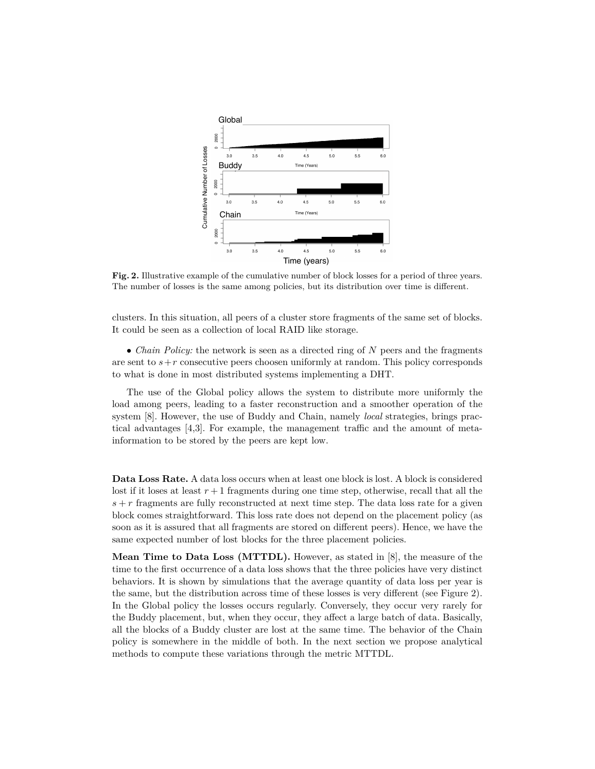Global

2000

0

3.0 3.5 4.0 4.5 5.0 5.5 6.0

Time (Years)

Buddy

2000

0

3.0 3.5 4.0 4.5 5.0 5.5 6.0

Time (Years)

Chain

2000

0

3.0 3.5 4.0 4.5 5.0 5.5 6.0

Time (years)

Cumulative Number of Losses

**Fig. 2.** Illustrative example of the cumulative number of block losses for a period of three years. The number of losses is the same among policies, but its distribution over time is different.

clusters. In this situation, all peers of a cluster store fragments of the same set of blocks. It could be seen as a collection of local RAID like storage.

- *Chain Policy:* the network is seen as a directed ring of $N$ peers and the fragments are sent to $s+r$ consecutive peers choosen uniformly at random. This policy corresponds to what is done in most distributed systems implementing a DHT.

The use of the Global policy allows the system to distribute more uniformly the load among peers, leading to a faster reconstruction and a smoother operation of the system [8]. However, the use of Buddy and Chain, namely *local* strategies, brings practical advantages [4,3]. For example, the management traffic and the amount of meta-information to be stored by the peers are kept low.

**Data Loss Rate.** A data loss occurs when at least one block is lost. A block is considered lost if it loses at least $r+1$ fragments during one time step, otherwise, recall that all the $s+r$ fragments are fully reconstructed at next time step. The data loss rate for a given block comes straightforward. This loss rate does not depend on the placement policy (as soon as it is assured that all fragments are stored on different peers). Hence, we have the same expected number of lost blocks for the three placement policies.

**Mean Time to Data Loss (MTTDL).** However, as stated in [8], the measure of the time to the first occurrence of a data loss shows that the three policies have very distinct behaviors. It is shown by simulations that the average quantity of data loss per year is the same, but the distribution across time of these losses is very different (see Figure 2). In the Global policy the losses occurs regularly. Conversely, they occur very rarely for the Buddy placement, but, when they occur, they affect a large batch of data. Basically, all the blocks of a Buddy cluster are lost at the same time. The behavior of the Chain policy is somewhere in the middle of both. In the next section we propose analytical methods to compute these variations through the metric MTTDL.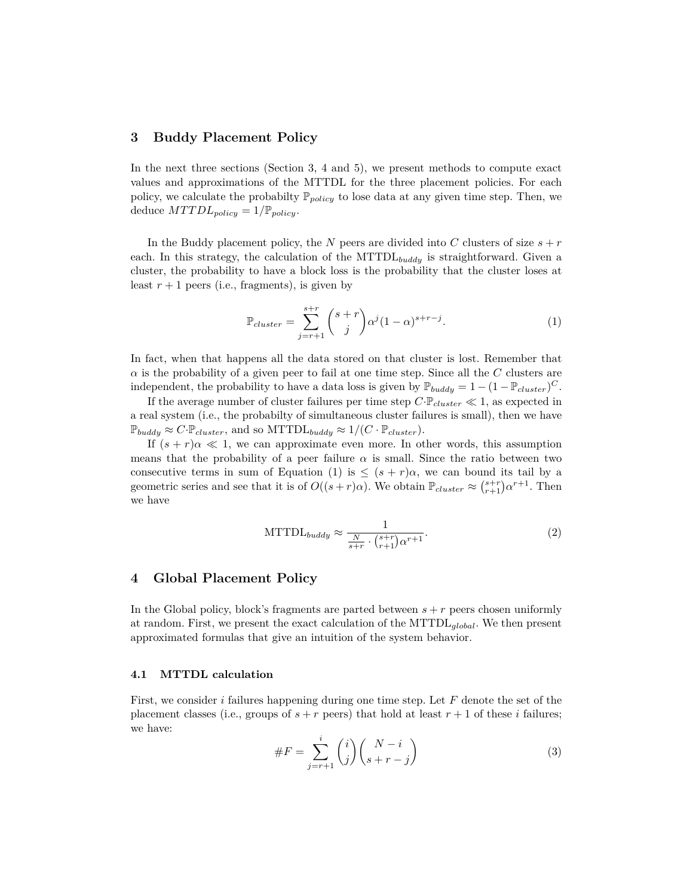## 3 Buddy Placement Policy

In the next three sections (Section 3, 4 and 5), we present methods to compute exact values and approximations of the MTTDL for the three placement policies. For each policy, we calculate the probabilty $\mathbb{P}_{policy}$ to lose data at any given time step. Then, we deduce $MTTDL_{policy} = 1/\mathbb{P}_{policy}$.

In the Buddy placement policy, the $N$ peers are divided into $C$ clusters of size $s+r$ each. In this strategy, the calculation of the $\text{MTTDL}_{buddy}$ is straightforward. Given a cluster, the probability to have a block loss is the probability that the cluster loses at least $r+1$ peers (i.e., fragments), is given by

$$\mathbb{P}_{cluster} = \sum_{j=r+1}^{s+r} \binom{s+r}{j} \alpha^j (1-\alpha)^{s+r-j}. \tag{1}$$

In fact, when that happens all the data stored on that cluster is lost. Remember that $\alpha$ is the probability of a given peer to fail at one time step. Since all the $C$ clusters are independent, the probability to have a data loss is given by $\mathbb{P}_{buddy} = 1 - (1 - \mathbb{P}_{cluster})^C$.

If the average number of cluster failures per time step $C \cdot \mathbb{P}_{cluster} \ll 1$, as expected in a real system (i.e., the probabilty of simultaneous cluster failures is small), then we have $\mathbb{P}_{buddy} \approx C \cdot \mathbb{P}_{cluster}$, and so $\text{MTTDL}_{buddy} \approx 1/(C \cdot \mathbb{P}_{cluster})$.

If $(s+r)\alpha \ll 1$, we can approximate even more. In other words, this assumption means that the probability of a peer failure $\alpha$ is small. Since the ratio between two consecutive terms in sum of Equation (1) is $\leq (s+r)\alpha$, we can bound its tail by a geometric series and see that it is of $O((s+r)\alpha)$. We obtain $\mathbb{P}_{cluster} \approx \binom{s+r}{r+1}\alpha^{r+1}$. Then we have

$$\text{MTTDL}_{buddy} \approx \frac{1}{\frac{N}{s+r} \cdot \binom{s+r}{r+1} \alpha^{r+1}}. \tag{2}$$

## 4 Global Placement Policy

In the Global policy, block's fragments are parted between $s+r$ peers chosen uniformly at random. First, we present the exact calculation of the $\text{MTTDL}_{global}$. We then present approximated formulas that give an intuition of the system behavior.

### 4.1 MTTDL calculation

First, we consider $i$ failures happening during one time step. Let $F$ denote the set of the placement classes (i.e., groups of $s+r$ peers) that hold at least $r+1$ of these $i$ failures; we have:

$$\#F = \sum_{j=r+1}^{i} \binom{i}{j} \binom{N-i}{s+r-j} \tag{3}$$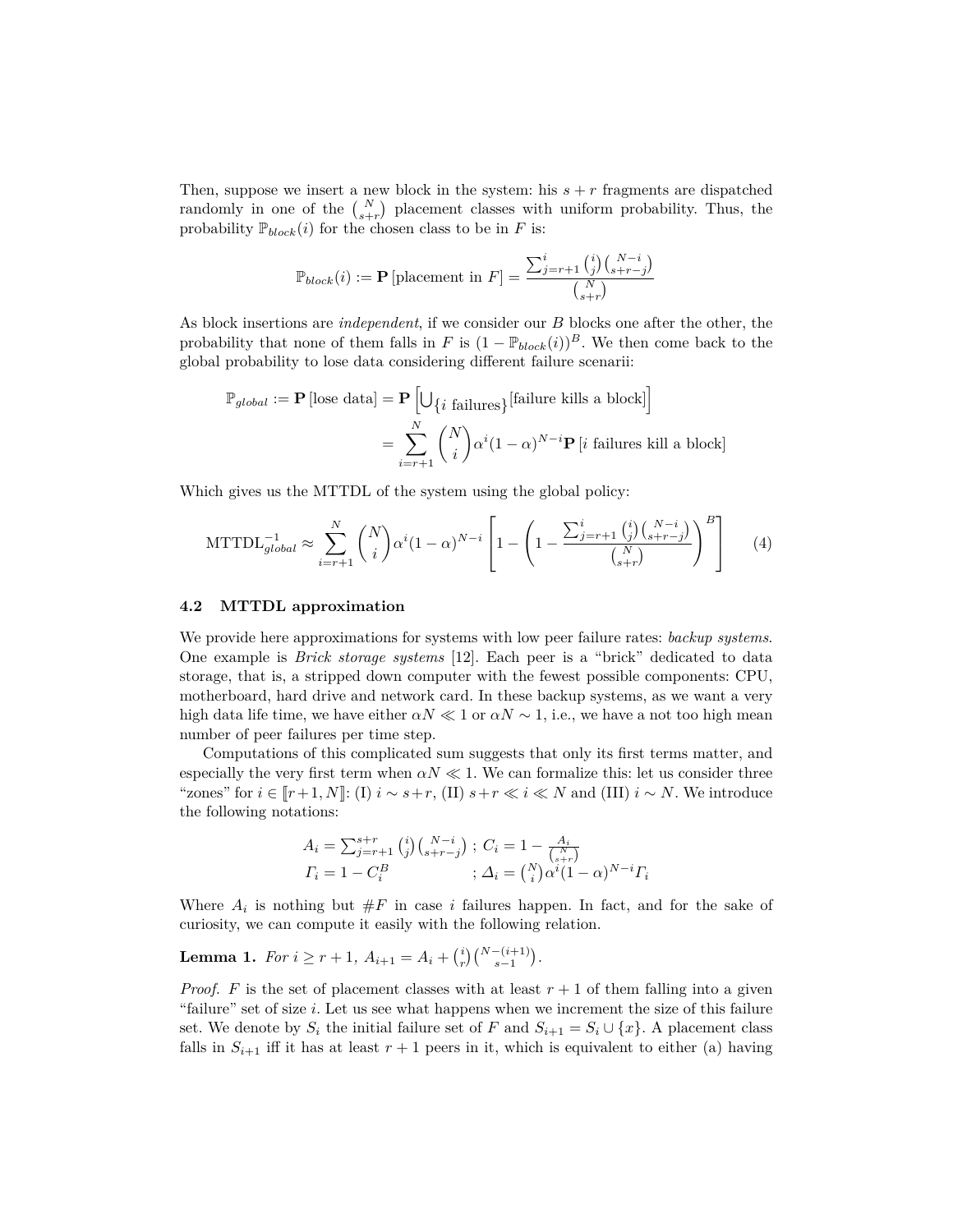Then, suppose we insert a new block in the system: his $s+r$ fragments are dispatched randomly in one of the $\binom{N}{s+r}$ placement classes with uniform probability. Thus, the probability $\mathbb{P}_{block}(i)$ for the chosen class to be in $F$ is:

$$\mathbb{P}_{block}(i) := \mathbf{P}\left[\text{placement in } F\right] = \frac{\sum_{j=r+1}^{i} \binom{i}{j}\binom{N-i}{s+r-j}}{\binom{N}{s+r}}$$

As block insertions are *independent*, if we consider our $B$ blocks one after the other, the probability that none of them falls in $F$ is $(1-\mathbb{P}_{block}(i))^B$. We then come back to the global probability to lose data considering different failure scenarii:

$$\begin{aligned}\mathbb{P}_{global} := \mathbf{P}\left[\text{lose data}\right] &= \mathbf{P}\left[\bigcup_{\{i \text{ failures}\}} [\text{failure kills a block}]\right] \\ &= \sum_{i=r+1}^{N} \binom{N}{i} \alpha^i (1-\alpha)^{N-i} \mathbf{P}\left[i \text{ failures kill a block}\right]\end{aligned}$$

Which gives us the MTTDL of the system using the global policy:

$$\text{MTTDL}_{global}^{-1} \approx \sum_{i=r+1}^{N} \binom{N}{i} \alpha^i (1-\alpha)^{N-i} \left[1 - \left(1 - \frac{\sum_{j=r+1}^{i} \binom{i}{j}\binom{N-i}{s+r-j}}{\binom{N}{s+r}}\right)^B\right] \tag{4}$$

### 4.2 MTTDL approximation

We provide here approximations for systems with low peer failure rates: *backup systems*. One example is *Brick storage systems* [12]. Each peer is a "brick" dedicated to data storage, that is, a stripped down computer with the fewest possible components: CPU, motherboard, hard drive and network card. In these backup systems, as we want a very high data life time, we have either $\alpha N \ll 1$ or $\alpha N \sim 1$, i.e., we have a not too high mean number of peer failures per time step.

Computations of this complicated sum suggests that only its first terms matter, and especially the very first term when $\alpha N \ll 1$. We can formalize this: let us consider three "zones" for $i \in [\![r+1, N]\!]$: (I) $i \sim s+r$, (II) $s+r \ll i \ll N$ and (III) $i \sim N$. We introduce the following notations:

$$\begin{aligned} A_i &= \textstyle\sum_{j=r+1}^{s+r} \binom{i}{j}\binom{N-i}{s+r-j} \;;\; C_i = 1 - \frac{A_i}{\binom{N}{s+r}} \\ \Gamma_i &= 1 - C_i^B \;;\; \Delta_i = \binom{N}{i} \alpha^i (1-\alpha)^{N-i} \Gamma_i \end{aligned}$$

Where $A_i$ is nothing but $\#F$ in case $i$ failures happen. In fact, and for the sake of curiosity, we can compute it easily with the following relation.

**Lemma 1.** *For $i \geq r+1$, $A_{i+1} = A_i + \binom{i}{r}\binom{N-(i+1)}{s-1}$.*

*Proof.* $F$ is the set of placement classes with at least $r+1$ of them falling into a given "failure" set of size $i$. Let us see what happens when we increment the size of this failure set. We denote by $S_i$ the initial failure set of $F$ and $S_{i+1} = S_i \cup \{x\}$. A placement class falls in $S_{i+1}$ iff it has at least $r+1$ peers in it, which is equivalent to either (a) having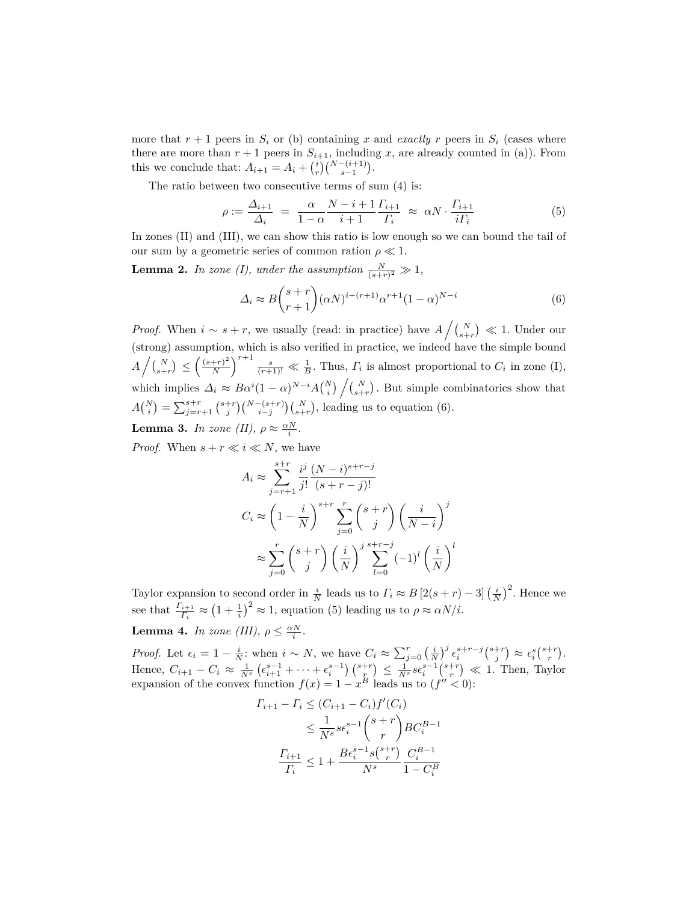more that $r+1$ peers in $S_i$ or (b) containing $x$ and *exactly* $r$ peers in $S_i$ (cases where there are more than $r+1$ peers in $S_{i+1}$, including $x$, are already counted in (a)). From this we conclude that: $A_{i+1} = A_i + \binom{i}{r}\binom{N-(i+1)}{s-1}$.

The ratio between two consecutive terms of sum (4) is:

$$\rho := \frac{\Delta_{i+1}}{\Delta_i} \;=\; \frac{\alpha}{1-\alpha}\frac{N-i+1}{i+1}\frac{\Gamma_{i+1}}{\Gamma_i} \;\approx\; \alpha N \cdot \frac{\Gamma_{i+1}}{i\Gamma_i} \tag{5}$$

In zones (II) and (III), we can show this ratio is low enough so we can bound the tail of our sum by a geometric series of common ration $\rho \ll 1$.

**Lemma 2.** *In zone (I), under the assumption* $\frac{N}{(s+r)^2} \gg 1$*,*

$$\Delta_i \approx B\binom{s+r}{r+1}(\alpha N)^{i-(r+1)}\alpha^{r+1}(1-\alpha)^{N-i} \tag{6}$$

*Proof.* When $i \sim s+r$, we usually (read: in practice) have $A \Big/ \binom{N}{s+r} \ll 1$. Under our (strong) assumption, which is also verified in practice, we indeed have the simple bound $A \Big/ \binom{N}{s+r} \leq \left(\frac{(s+r)^2}{N}\right)^{r+1} \frac{s}{(r+1)!} \ll \frac{1}{B}$. Thus, $\Gamma_i$ is almost proportional to $C_i$ in zone (I), which implies $\Delta_i \approx B\alpha^i(1-\alpha)^{N-i}A\binom{N}{i} \Big/ \binom{N}{s+r}$. But simple combinatorics show that $A\binom{N}{i} = \sum_{j=r+1}^{s+r}\binom{s+r}{j}\binom{N-(s+r)}{i-j}\binom{N}{s+r}$, leading us to equation (6).

**Lemma 3.** *In zone (II),* $\rho \approx \frac{\alpha N}{i}$*.*

*Proof.* When $s+r \ll i \ll N$, we have

$$A_i \approx \sum_{j=r+1}^{s+r}\frac{i^j}{j!}\frac{(N-i)^{s+r-j}}{(s+r-j)!}$$

$$C_i \approx \left(1-\frac{i}{N}\right)^{s+r}\sum_{j=0}^{r}\binom{s+r}{j}\left(\frac{i}{N-i}\right)^j$$

$$\approx \sum_{j=0}^{r}\binom{s+r}{j}\left(\frac{i}{N}\right)^j\sum_{l=0}^{s+r-j}(-1)^l\left(\frac{i}{N}\right)^l$$

Taylor expansion to second order in $\frac{i}{N}$ leads us to $\Gamma_i \approx B\left[2(s+r)-3\right]\left(\frac{i}{N}\right)^2$. Hence we see that $\frac{\Gamma_{i+1}}{\Gamma_i} \approx \left(1+\frac{1}{i}\right)^2 \approx 1$, equation (5) leading us to $\rho \approx \alpha N/i$.

**Lemma 4.** *In zone (III),* $\rho \leq \frac{\alpha N}{i}$*.*

*Proof.* Let $\epsilon_i = 1 - \frac{i}{N}$: when $i \sim N$, we have $C_i \approx \sum_{j=0}^{r}\left(\frac{i}{N}\right)^j\epsilon_i^{s+r-j}\binom{s+r}{j} \approx \epsilon_i^s\binom{s+r}{r}$. Hence, $C_{i+1} - C_i \approx \frac{1}{N^s}\left(\epsilon_{i+1}^{s-1} + \cdots + \epsilon_i^{s-1}\right)\binom{s+r}{r} \leq \frac{1}{N^s}s\epsilon_i^{s-1}\binom{s+r}{r} \ll 1$. Then, Taylor expansion of the convex function $f(x) = 1 - x^B$ leads us to ($f'' < 0$):

$$\Gamma_{i+1} - \Gamma_i \leq (C_{i+1} - C_i)f'(C_i)$$

$$\leq \frac{1}{N^s}s\epsilon_i^{s-1}\binom{s+r}{r}BC_i^{B-1}$$

$$\frac{\Gamma_{i+1}}{\Gamma_i} \leq 1 + \frac{B\epsilon_i^{s-1}s\binom{s+r}{r}}{N^s}\frac{C_i^{B-1}}{1-C_i^B}$$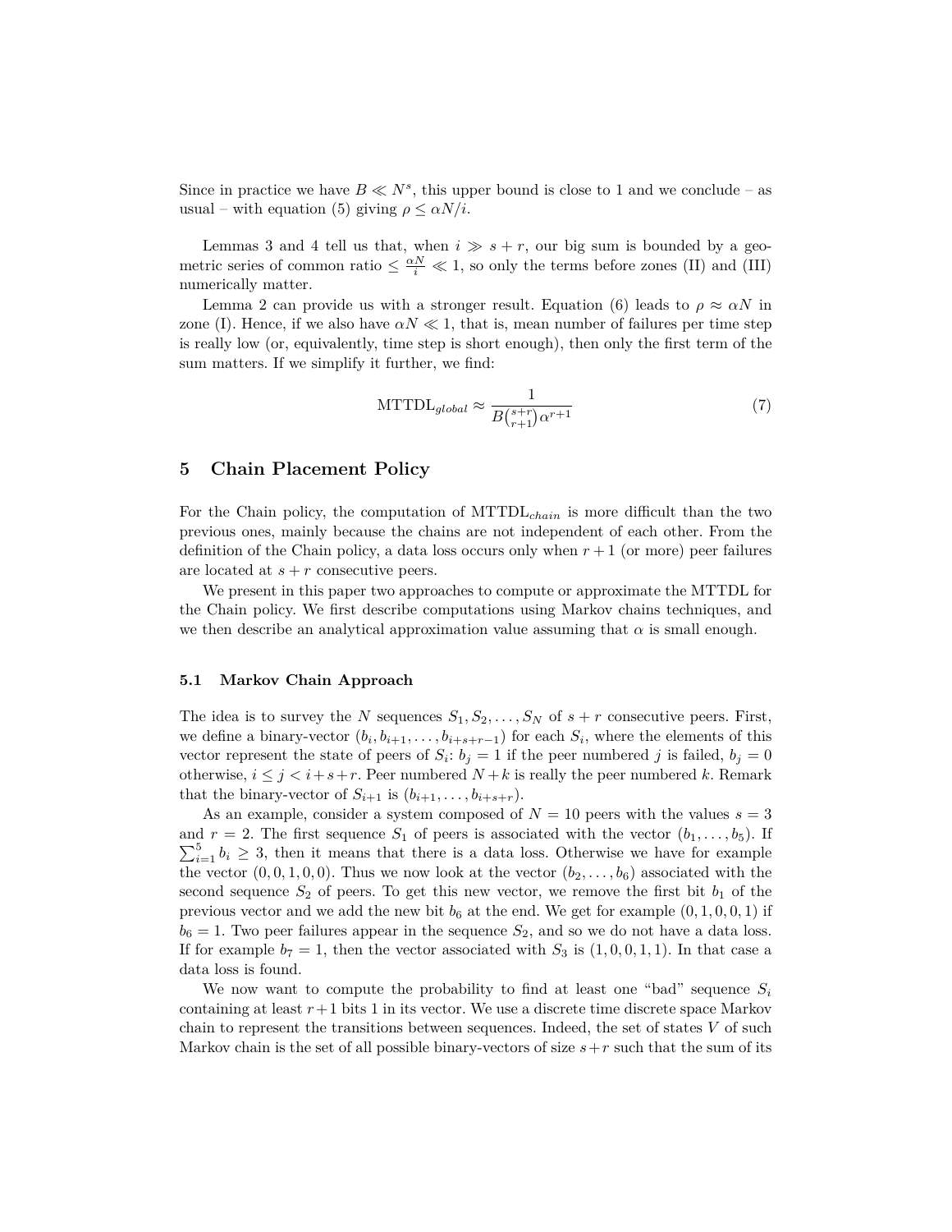Since in practice we have $B \ll N^s$, this upper bound is close to 1 and we conclude – as usual – with equation (5) giving $\rho \leq \alpha N/i$.

Lemmas 3 and 4 tell us that, when $i \gg s + r$, our big sum is bounded by a geometric series of common ratio $\leq \frac{\alpha N}{i} \ll 1$, so only the terms before zones (II) and (III) numerically matter.

Lemma 2 can provide us with a stronger result. Equation (6) leads to $\rho \approx \alpha N$ in zone (I). Hence, if we also have $\alpha N \ll 1$, that is, mean number of failures per time step is really low (or, equivalently, time step is short enough), then only the first term of the sum matters. If we simplify it further, we find:

$$\text{MTTDL}_{global} \approx \frac{1}{B\binom{s+r}{r+1}\alpha^{r+1}} \tag{7}$$

## 5 Chain Placement Policy

For the Chain policy, the computation of $\text{MTTDL}_{chain}$ is more difficult than the two previous ones, mainly because the chains are not independent of each other. From the definition of the Chain policy, a data loss occurs only when $r+1$ (or more) peer failures are located at $s+r$ consecutive peers.

We present in this paper two approaches to compute or approximate the MTTDL for the Chain policy. We first describe computations using Markov chains techniques, and we then describe an analytical approximation value assuming that $\alpha$ is small enough.

### 5.1 Markov Chain Approach

The idea is to survey the $N$ sequences $S_1, S_2, \ldots, S_N$ of $s+r$ consecutive peers. First, we define a binary-vector $(b_i, b_{i+1}, \ldots, b_{i+s+r-1})$ for each $S_i$, where the elements of this vector represent the state of peers of $S_i$: $b_j = 1$ if the peer numbered $j$ is failed, $b_j = 0$ otherwise, $i \leq j < i+s+r$. Peer numbered $N+k$ is really the peer numbered $k$. Remark that the binary-vector of $S_{i+1}$ is $(b_{i+1}, \ldots, b_{i+s+r})$.

As an example, consider a system composed of $N = 10$ peers with the values $s = 3$ and $r = 2$. The first sequence $S_1$ of peers is associated with the vector $(b_1, \ldots, b_5)$. If $\sum_{i=1}^{5} b_i \geq 3$, then it means that there is a data loss. Otherwise we have for example the vector $(0, 0, 1, 0, 0)$. Thus we now look at the vector $(b_2, \ldots, b_6)$ associated with the second sequence $S_2$ of peers. To get this new vector, we remove the first bit $b_1$ of the previous vector and we add the new bit $b_6$ at the end. We get for example $(0, 1, 0, 0, 1)$ if $b_6 = 1$. Two peer failures appear in the sequence $S_2$, and so we do not have a data loss. If for example $b_7 = 1$, then the vector associated with $S_3$ is $(1, 0, 0, 1, 1)$. In that case a data loss is found.

We now want to compute the probability to find at least one "bad" sequence $S_i$ containing at least $r+1$ bits 1 in its vector. We use a discrete time discrete space Markov chain to represent the transitions between sequences. Indeed, the set of states $V$ of such Markov chain is the set of all possible binary-vectors of size $s+r$ such that the sum of its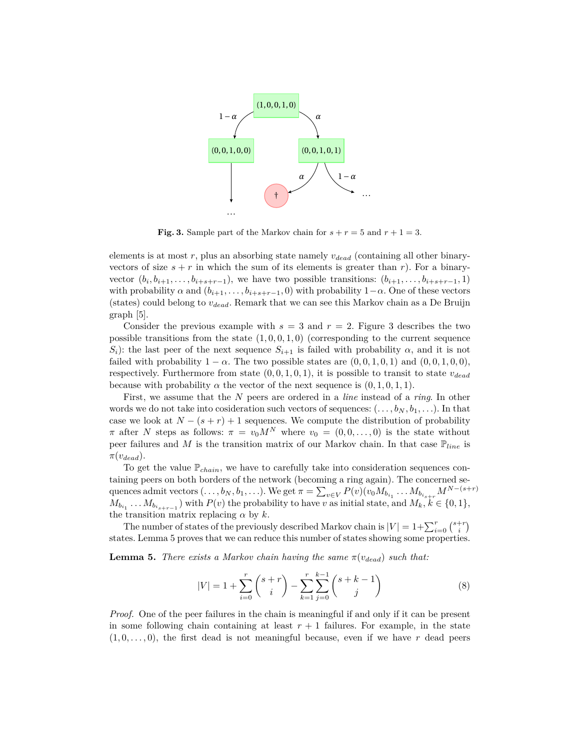**Fig. 3.** Sample part of the Markov chain for $s + r = 5$ and $r + 1 = 3$.

elements is at most $r$, plus an absorbing state namely $v_{dead}$ (containing all other binary-vectors of size $s + r$ in which the sum of its elements is greater than $r$). For a binary-vector $(b_i, b_{i+1}, \ldots, b_{i+s+r-1})$, we have two possible transitions: $(b_{i+1}, \ldots, b_{i+s+r-1}, 1)$ with probability $\alpha$ and $(b_{i+1}, \ldots, b_{i+s+r-1}, 0)$ with probability $1-\alpha$. One of these vectors (states) could belong to $v_{dead}$. Remark that we can see this Markov chain as a De Bruijn graph [5].

Consider the previous example with $s = 3$ and $r = 2$. Figure 3 describes the two possible transitions from the state $(1, 0, 0, 1, 0)$ (corresponding to the current sequence $S_i$): the last peer of the next sequence $S_{i+1}$ is failed with probability $\alpha$, and it is not failed with probability $1 - \alpha$. The two possible states are $(0, 0, 1, 0, 1)$ and $(0, 0, 1, 0, 0)$, respectively. Furthermore from state $(0, 0, 1, 0, 1)$, it is possible to transit to state $v_{dead}$ because with probability $\alpha$ the vector of the next sequence is $(0, 1, 0, 1, 1)$.

First, we assume that the $N$ peers are ordered in a *line* instead of a *ring*. In other words we do not take into cosideration such vectors of sequences: $(\ldots, b_N, b_1, \ldots)$. In that case we look at $N - (s + r) + 1$ sequences. We compute the distribution of probability $\pi$ after $N$ steps as follows: $\pi = v_0 M^N$ where $v_0 = (0, 0, \ldots, 0)$ is the state without peer failures and $M$ is the transition matrix of our Markov chain. In that case $\mathbb{P}_{line}$ is $\pi(v_{dead})$.

To get the value $\mathbb{P}_{chain}$, we have to carefully take into consideration sequences containing peers on both borders of the network (becoming a ring again). The concerned sequences admit vectors $(\ldots, b_N, b_1, \ldots)$. We get $\pi = \sum_{v \in V} P(v)(v_0 M_{b_{i_1}} \ldots M_{b_{i_{s+r}}} M^{N-(s+r)} M_{b_{i_1}} \ldots M_{b_{i_{s+r-1}}})$ with $P(v)$ the probability to have $v$ as initial state, and $M_k$, $k \in \{0, 1\}$, the transition matrix replacing $\alpha$ by $k$.

The number of states of the previously described Markov chain is $|V| = 1+\sum_{i=0}^{r} \binom{s+r}{i}$ states. Lemma 5 proves that we can reduce this number of states showing some properties.

**Lemma 5.** *There exists a Markov chain having the same $\pi(v_{dead})$ such that:*

$$|V| = 1 + \sum_{i=0}^{r} \binom{s+r}{i} - \sum_{k=1}^{r} \sum_{j=0}^{k-1} \binom{s+k-1}{j} \tag{8}$$

*Proof.* One of the peer failures in the chain is meaningful if and only if it can be present in some following chain containing at least $r + 1$ failures. For example, in the state $(1, 0, \ldots, 0)$, the first dead is not meaningful because, even if we have $r$ dead peers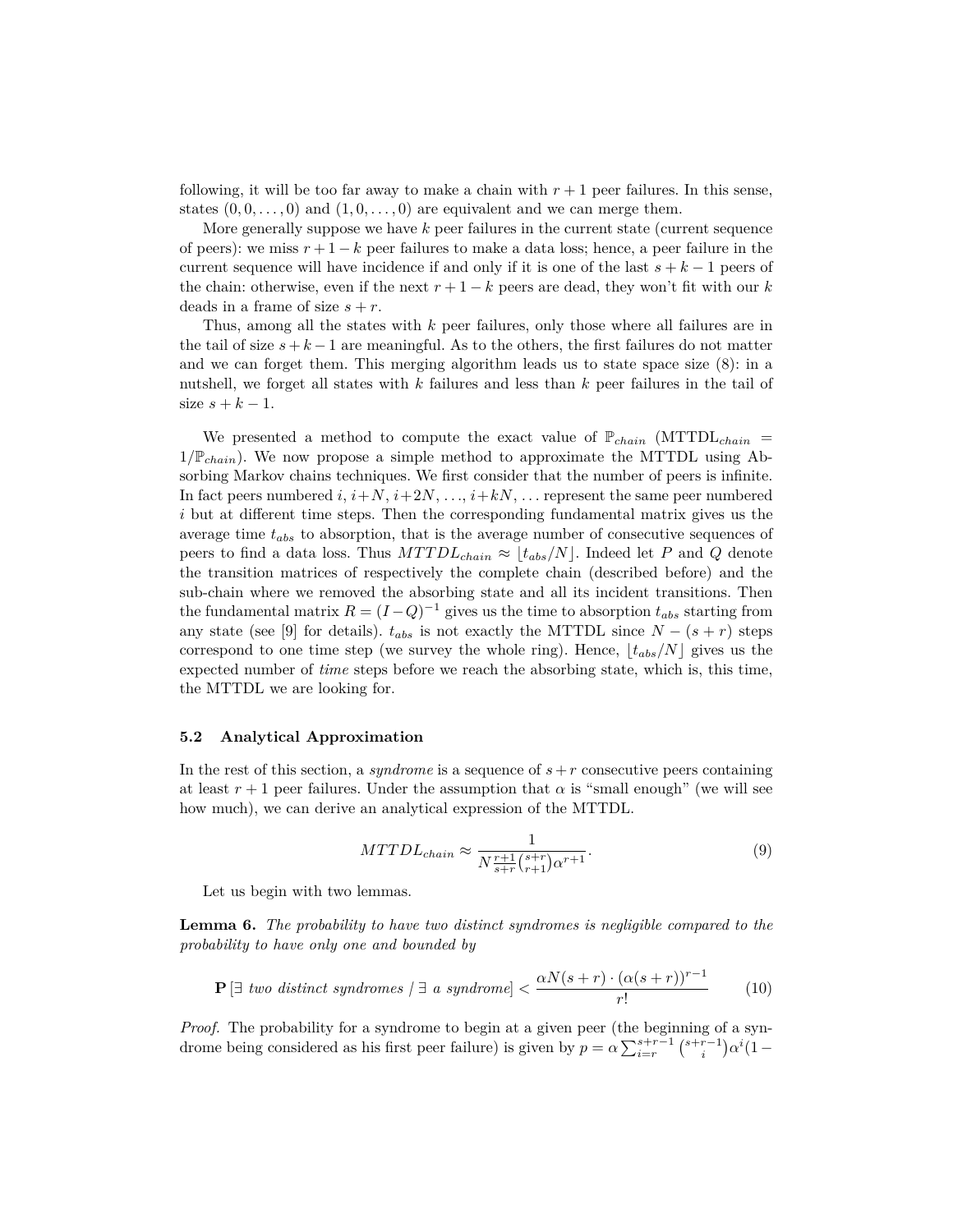following, it will be too far away to make a chain with $r+1$ peer failures. In this sense, states $(0,0,\ldots,0)$ and $(1,0,\ldots,0)$ are equivalent and we can merge them.

More generally suppose we have $k$ peer failures in the current state (current sequence of peers): we miss $r+1-k$ peer failures to make a data loss; hence, a peer failure in the current sequence will have incidence if and only if it is one of the last $s+k-1$ peers of the chain: otherwise, even if the next $r+1-k$ peers are dead, they won't fit with our $k$ deads in a frame of size $s+r$.

Thus, among all the states with $k$ peer failures, only those where all failures are in the tail of size $s+k-1$ are meaningful. As to the others, the first failures do not matter and we can forget them. This merging algorithm leads us to state space size (8): in a nutshell, we forget all states with $k$ failures and less than $k$ peer failures in the tail of size $s+k-1$.

We presented a method to compute the exact value of $\mathbb{P}_{chain}$ ($\text{MTTDL}_{chain} = 1/\mathbb{P}_{chain}$). We now propose a simple method to approximate the MTTDL using Absorbing Markov chains techniques. We first consider that the number of peers is infinite. In fact peers numbered $i$, $i+N$, $i+2N$, ..., $i+kN$, ... represent the same peer numbered $i$ but at different time steps. Then the corresponding fundamental matrix gives us the average time $t_{abs}$ to absorption, that is the average number of consecutive sequences of peers to find a data loss. Thus $MTTDL_{chain} \approx \lfloor t_{abs}/N \rfloor$. Indeed let $P$ and $Q$ denote the transition matrices of respectively the complete chain (described before) and the sub-chain where we removed the absorbing state and all its incident transitions. Then the fundamental matrix $R = (I-Q)^{-1}$ gives us the time to absorption $t_{abs}$ starting from any state (see [9] for details). $t_{abs}$ is not exactly the MTTDL since $N-(s+r)$ steps correspond to one time step (we survey the whole ring). Hence, $\lfloor t_{abs}/N \rfloor$ gives us the expected number of *time* steps before we reach the absorbing state, which is, this time, the MTTDL we are looking for.

### 5.2 Analytical Approximation

In the rest of this section, a *syndrome* is a sequence of $s+r$ consecutive peers containing at least $r+1$ peer failures. Under the assumption that $\alpha$ is "small enough" (we will see how much), we can derive an analytical expression of the MTTDL.

$$MTTDL_{chain} \approx \frac{1}{N\frac{r+1}{s+r}\binom{s+r}{r+1}\alpha^{r+1}}. \tag{9}$$

Let us begin with two lemmas.

**Lemma 6.** *The probability to have two distinct syndromes is negligible compared to the probability to have only one and bounded by*

$$\mathbf{P}\left[\exists \text{ two distinct syndromes } / \exists \text{ a syndrome}\right] < \frac{\alpha N(s+r)\cdot(\alpha(s+r))^{r-1}}{r!} \tag{10}$$

*Proof.* The probability for a syndrome to begin at a given peer (the beginning of a syndrome being considered as his first peer failure) is given by $p = \alpha \sum_{i=r}^{s+r-1} \binom{s+r-1}{i} \alpha^i (1-$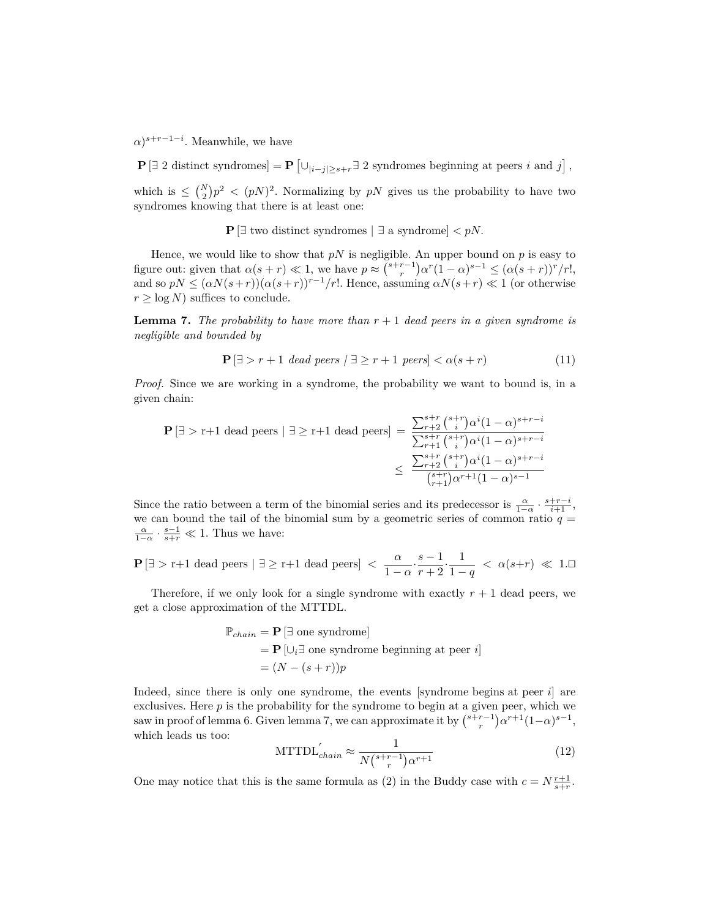$\alpha)^{s+r-1-i}$. Meanwhile, we have

$$\mathbf{P}\left[\exists\ 2 \text{ distinct syndromes}\right] = \mathbf{P}\left[\cup_{|i-j|\geq s+r} \exists\ 2 \text{ syndromes beginning at peers } i \text{ and } j\right],$$

which is $\leq \binom{N}{2}p^2 < (pN)^2$. Normalizing by $pN$ gives us the probability to have two syndromes knowing that there is at least one:

$$\mathbf{P}\left[\exists \text{ two distinct syndromes} \mid \exists \text{ a syndrome}\right] < pN.$$

Hence, we would like to show that $pN$ is negligible. An upper bound on $p$ is easy to figure out: given that $\alpha(s+r) \ll 1$, we have $p \approx \binom{s+r-1}{r}\alpha^r(1-\alpha)^{s-1} \leq (\alpha(s+r))^r/r!$, and so $pN \leq (\alpha N(s+r))(\alpha(s+r))^{r-1}/r!$. Hence, assuming $\alpha N(s+r) \ll 1$ (or otherwise $r \geq \log N$) suffices to conclude.

**Lemma 7.** *The probability to have more than $r+1$ dead peers in a given syndrome is negligible and bounded by*

$$\mathbf{P}\left[\exists > r+1 \textit{ dead peers} \,/\, \exists \geq r+1 \textit{ peers}\right] < \alpha(s+r) \tag{11}$$

*Proof.* Since we are working in a syndrome, the probability we want to bound is, in a given chain:

$$\begin{aligned}
\mathbf{P}\left[\exists > \text{r+1 dead peers} \mid \exists \geq \text{r+1 dead peers}\right] &= \frac{\sum_{r+2}^{s+r}\binom{s+r}{i}\alpha^i(1-\alpha)^{s+r-i}}{\sum_{r+1}^{s+r}\binom{s+r}{i}\alpha^i(1-\alpha)^{s+r-i}} \\
&\leq \frac{\sum_{r+2}^{s+r}\binom{s+r}{i}\alpha^i(1-\alpha)^{s+r-i}}{\binom{s+r}{r+1}\alpha^{r+1}(1-\alpha)^{s-1}}
\end{aligned}$$

Since the ratio between a term of the binomial series and its predecessor is $\frac{\alpha}{1-\alpha} \cdot \frac{s+r-i}{i+1}$, we can bound the tail of the binomial sum by a geometric series of common ratio $q = \frac{\alpha}{1-\alpha} \cdot \frac{s-1}{s+r} \ll 1$. Thus we have:

$$\mathbf{P}\left[\exists > \text{r+1 dead peers} \mid \exists \geq \text{r+1 dead peers}\right] < \frac{\alpha}{1-\alpha} \cdot \frac{s-1}{r+2} \cdot \frac{1}{1-q} < \alpha(s+r) \ll 1. \square$$

Therefore, if we only look for a single syndrome with exactly $r+1$ dead peers, we get a close approximation of the MTTDL.

$$\begin{aligned}
\mathbb{P}_{chain} &= \mathbf{P}\left[\exists \text{ one syndrome}\right] \\
&= \mathbf{P}\left[\cup_i \exists \text{ one syndrome beginning at peer } i\right] \\
&= (N-(s+r))p
\end{aligned}$$

Indeed, since there is only one syndrome, the events [syndrome begins at peer $i$] are exclusives. Here $p$ is the probability for the syndrome to begin at a given peer, which we saw in proof of lemma 6. Given lemma 7, we can approximate it by $\binom{s+r-1}{r}\alpha^{r+1}(1-\alpha)^{s-1}$, which leads us too:

$$\text{MTTDL}'_{chain} \approx \frac{1}{N\binom{s+r-1}{r}\alpha^{r+1}} \tag{12}$$

One may notice that this is the same formula as (2) in the Buddy case with $c = N\frac{r+1}{s+r}$.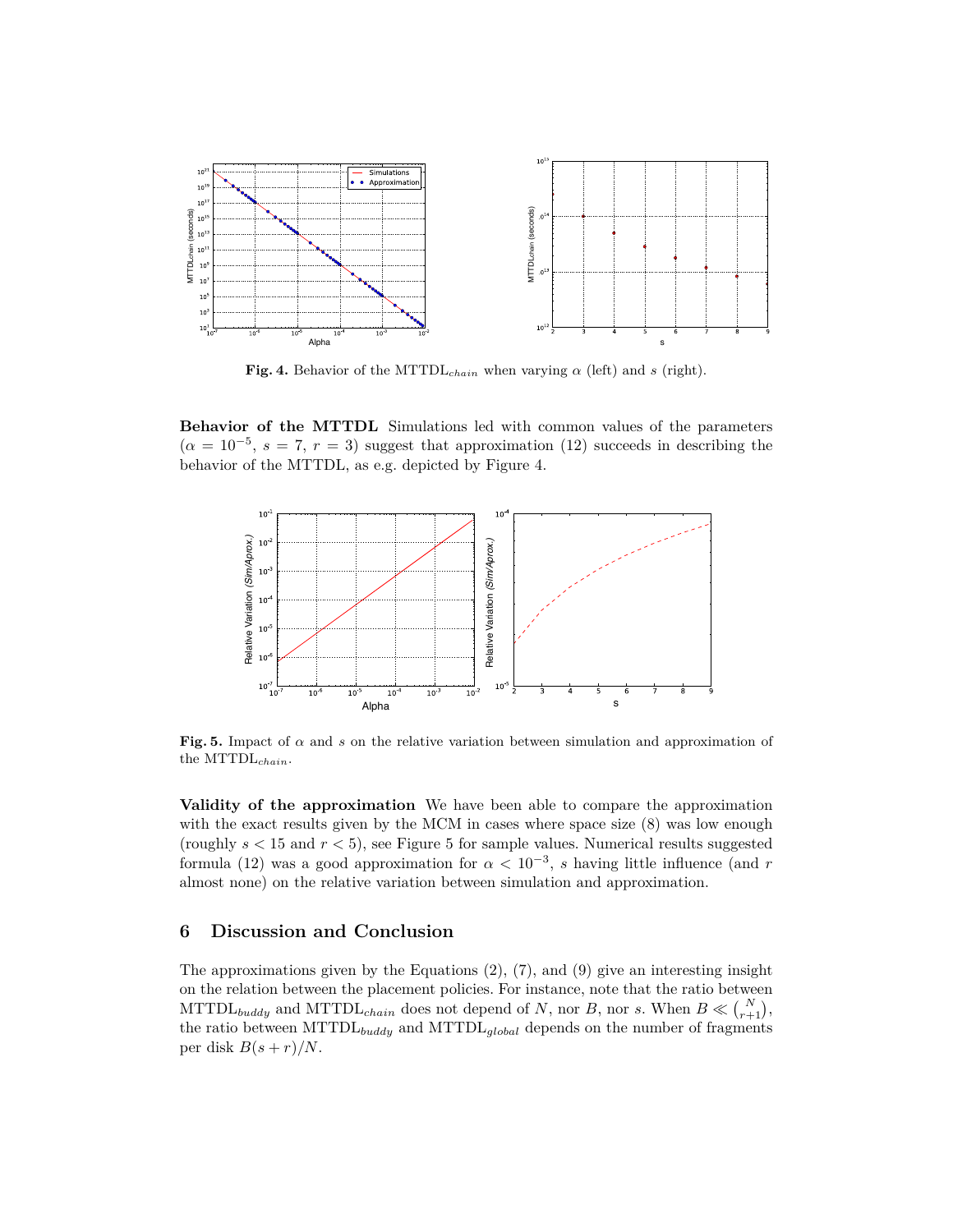**Fig. 4.** Behavior of the $\text{MTTDL}_{chain}$ when varying $\alpha$ (left) and $s$ (right).

**Behavior of the MTTDL** Simulations led with common values of the parameters ($\alpha = 10^{-5}$, $s = 7$, $r = 3$) suggest that approximation (12) succeeds in describing the behavior of the MTTDL, as e.g. depicted by Figure 4.

**Fig. 5.** Impact of $\alpha$ and $s$ on the relative variation between simulation and approximation of the $\text{MTTDL}_{chain}$.

**Validity of the approximation** We have been able to compare the approximation with the exact results given by the MCM in cases where space size (8) was low enough (roughly $s < 15$ and $r < 5$), see Figure 5 for sample values. Numerical results suggested formula (12) was a good approximation for $\alpha < 10^{-3}$, $s$ having little influence (and $r$ almost none) on the relative variation between simulation and approximation.

## 6 Discussion and Conclusion

The approximations given by the Equations (2), (7), and (9) give an interesting insight on the relation between the placement policies. For instance, note that the ratio between $\text{MTTDL}_{buddy}$ and $\text{MTTDL}_{chain}$ does not depend of $N$, nor $B$, nor $s$. When $B \ll \binom{N}{r+1}$, the ratio between $\text{MTTDL}_{buddy}$ and $\text{MTTDL}_{global}$ depends on the number of fragments per disk $B(s + r)/N$.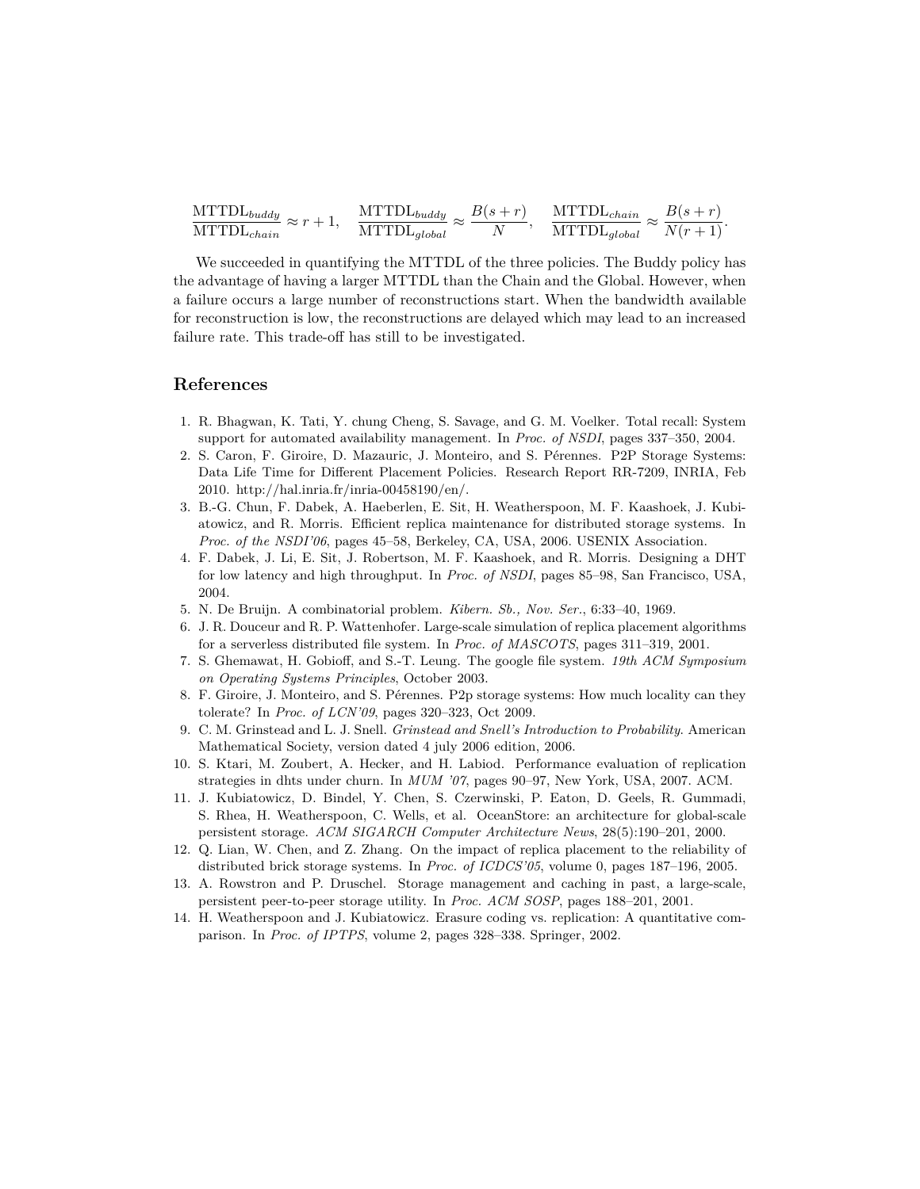$$\frac{\text{MTTDL}_{buddy}}{\text{MTTDL}_{chain}} \approx r+1, \quad \frac{\text{MTTDL}_{buddy}}{\text{MTTDL}_{global}} \approx \frac{B(s+r)}{N}, \quad \frac{\text{MTTDL}_{chain}}{\text{MTTDL}_{global}} \approx \frac{B(s+r)}{N(r+1)}.$$

We succeeded in quantifying the MTTDL of the three policies. The Buddy policy has the advantage of having a larger MTTDL than the Chain and the Global. However, when a failure occurs a large number of reconstructions start. When the bandwidth available for reconstruction is low, the reconstructions are delayed which may lead to an increased failure rate. This trade-off has still to be investigated.

## References

1. R. Bhagwan, K. Tati, Y. chung Cheng, S. Savage, and G. M. Voelker. Total recall: System support for automated availability management. In *Proc. of NSDI*, pages 337–350, 2004.
2. S. Caron, F. Giroire, D. Mazauric, J. Monteiro, and S. Pérennes. P2P Storage Systems: Data Life Time for Different Placement Policies. Research Report RR-7209, INRIA, Feb 2010. http://hal.inria.fr/inria-00458190/en/.
3. B.-G. Chun, F. Dabek, A. Haeberlen, E. Sit, H. Weatherspoon, M. F. Kaashoek, J. Kubiatowicz, and R. Morris. Efficient replica maintenance for distributed storage systems. In *Proc. of the NSDI'06*, pages 45–58, Berkeley, CA, USA, 2006. USENIX Association.
4. F. Dabek, J. Li, E. Sit, J. Robertson, M. F. Kaashoek, and R. Morris. Designing a DHT for low latency and high throughput. In *Proc. of NSDI*, pages 85–98, San Francisco, USA, 2004.
5. N. De Bruijn. A combinatorial problem. *Kibern. Sb., Nov. Ser.*, 6:33–40, 1969.
6. J. R. Douceur and R. P. Wattenhofer. Large-scale simulation of replica placement algorithms for a serverless distributed file system. In *Proc. of MASCOTS*, pages 311–319, 2001.
7. S. Ghemawat, H. Gobioff, and S.-T. Leung. The google file system. *19th ACM Symposium on Operating Systems Principles*, October 2003.
8. F. Giroire, J. Monteiro, and S. Pérennes. P2p storage systems: How much locality can they tolerate? In *Proc. of LCN'09*, pages 320–323, Oct 2009.
9. C. M. Grinstead and L. J. Snell. *Grinstead and Snell's Introduction to Probability*. American Mathematical Society, version dated 4 july 2006 edition, 2006.
10. S. Ktari, M. Zoubert, A. Hecker, and H. Labiod. Performance evaluation of replication strategies in dhts under churn. In *MUM '07*, pages 90–97, New York, USA, 2007. ACM.
11. J. Kubiatowicz, D. Bindel, Y. Chen, S. Czerwinski, P. Eaton, D. Geels, R. Gummadi, S. Rhea, H. Weatherspoon, C. Wells, et al. OceanStore: an architecture for global-scale persistent storage. *ACM SIGARCH Computer Architecture News*, 28(5):190–201, 2000.
12. Q. Lian, W. Chen, and Z. Zhang. On the impact of replica placement to the reliability of distributed brick storage systems. In *Proc. of ICDCS'05*, volume 0, pages 187–196, 2005.
13. A. Rowstron and P. Druschel. Storage management and caching in past, a large-scale, persistent peer-to-peer storage utility. In *Proc. ACM SOSP*, pages 188–201, 2001.
14. H. Weatherspoon and J. Kubiatowicz. Erasure coding vs. replication: A quantitative comparison. In *Proc. of IPTPS*, volume 2, pages 328–338. Springer, 2002.